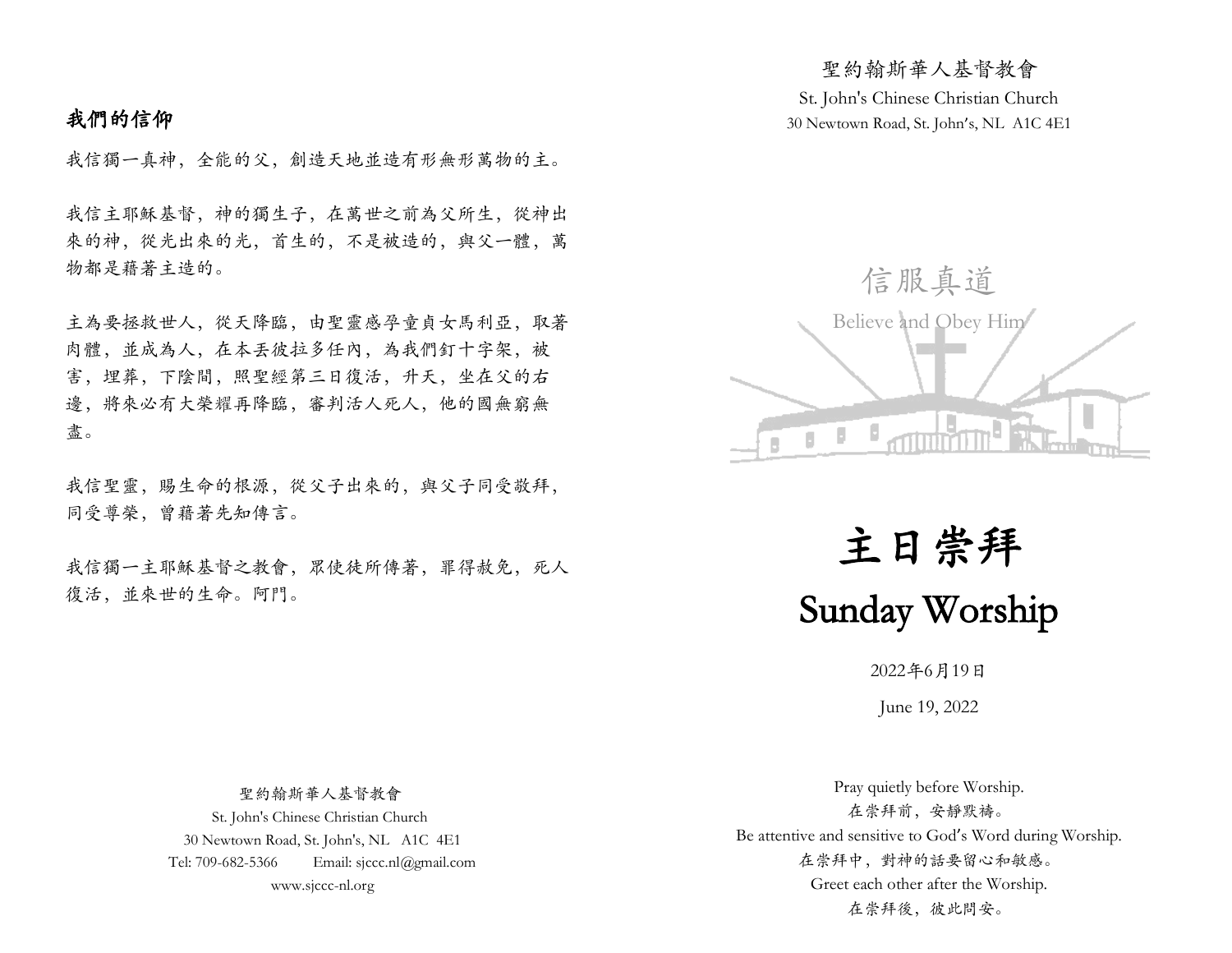## 我們的信仰

我信獨一真神，全能的父，創造天地並造有形無形萬物的主。

我信主耶穌基督，神的獨生子，在萬世之前為父所生，從神出來的神，從光出來的光，首生的，不是被造的，與父一體，萬物都是藉著主造的。

主為要拯救世人，從天降臨，由聖靈感孕童貞女馬利亞，取著肉體，並成為人，在本丟彼拉多任內，為我們釘十字架，被害，埋葬，下陰間，照聖經第三日復活，升天，坐在父的右邊，將來必有大榮耀再降臨，審判活人死人，他的國無窮無盡。

我信聖靈，賜生命的根源，從父子出來的，與父子同受敬拜，同受尊榮，曾藉著先知傳言。

我信獨一主耶穌基督之教會，眾使徒所傳著，罪得赦免，死人復活，並來世的生命。阿門。

聖約翰斯華人基督教會
St. John's Chinese Christian Church
30 Newtown Road, St. John's, NL A1C 4E1
Tel: 709-682-5366 Email: sjccc.nl@gmail.com
www.sjccc-nl.org

聖約翰斯華人基督教會
St. John's Chinese Christian Church
30 Newtown Road, St. John's, NL A1C 4E1

信服真道
Believe and Obey Him

# 主日崇拜
# Sunday Worship

2022年6月19日
June 19, 2022

Pray quietly before Worship.
在崇拜前，安靜默禱。
Be attentive and sensitive to God's Word during Worship.
在崇拜中，對神的話要留心和敏感。
Greet each other after the Worship.
在崇拜後，彼此問安。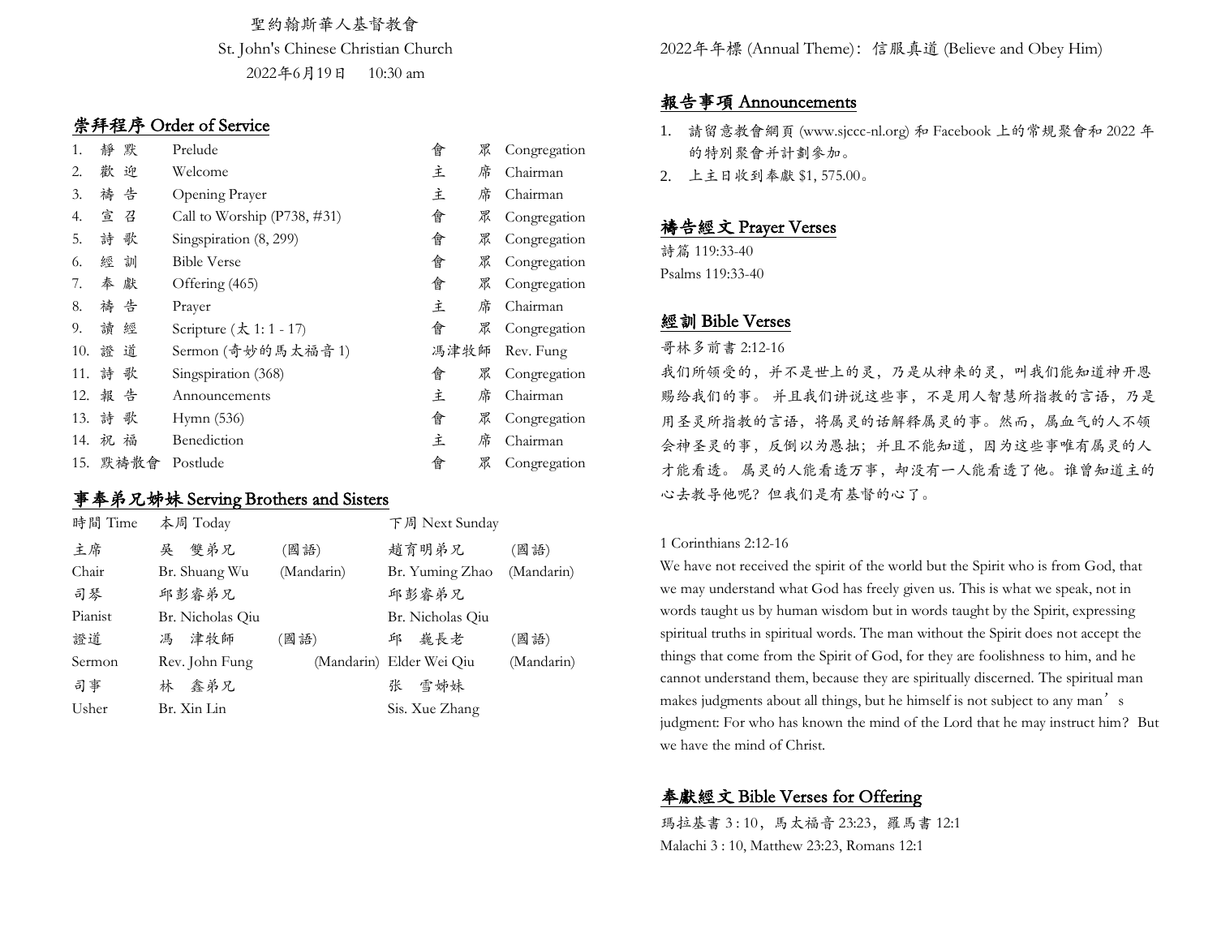聖約翰斯華人基督教會

St. John's Chinese Christian Church

2022年6月19日　10:30 am

## 崇拜程序 Order of Service

| | | | | |
|---|---|---|---|---|
| 1. 靜 默 | Prelude | 會　眾 | Congregation |
| 2. 歡 迎 | Welcome | 主　席 | Chairman |
| 3. 禱 告 | Opening Prayer | 主　席 | Chairman |
| 4. 宣 召 | Call to Worship (P738, #31) | 會　眾 | Congregation |
| 5. 詩 歌 | Singspiration (8, 299) | 會　眾 | Congregation |
| 6. 經 訓 | Bible Verse | 會　眾 | Congregation |
| 7. 奉 獻 | Offering (465) | 會　眾 | Congregation |
| 8. 禱 告 | Prayer | 主　席 | Chairman |
| 9. 讀 經 | Scripture (太 1: 1 - 17) | 會　眾 | Congregation |
| 10. 證 道 | Sermon (奇妙的馬太福音 1) | 馮津牧師 | Rev. Fung |
| 11. 詩 歌 | Singspiration (368) | 會　眾 | Congregation |
| 12. 報 告 | Announcements | 主　席 | Chairman |
| 13. 詩 歌 | Hymn (536) | 會　眾 | Congregation |
| 14. 祝 福 | Benediction | 主　席 | Chairman |
| 15. 默禱散會 | Postlude | 會　眾 | Congregation |

## 事奉弟兄姊妹 Serving Brothers and Sisters

| 時間 Time | 本周 Today | | 下周 Next Sunday | |
|---|---|---|---|---|
| 主席 Chair | 吳　雙弟兄 Br. Shuang Wu | (國語) (Mandarin) | 趙育明弟兄 Br. Yuming Zhao | (國語) (Mandarin) |
| 司琴 Pianist | 邱彭睿弟兄 Br. Nicholas Qiu | | 邱彭睿弟兄 Br. Nicholas Qiu | |
| 證道 Sermon | 馮　津牧師 Rev. John Fung | (國語) (Mandarin) | 邱　巍長老 Elder Wei Qiu | (國語) (Mandarin) |
| 司事 Usher | 林　鑫弟兄 Br. Xin Lin | | 张　雪姊妹 Sis. Xue Zhang | |

2022年年標 (Annual Theme)：信服真道 (Believe and Obey Him)

## 報告事項 Announcements

1. 請留意教會網頁 (www.sjccc-nl.org) 和 Facebook 上的常規聚會和 2022 年的特別聚會并計劃參加。
2. 上主日收到奉獻 $1, 575.00。

## 禱告經文 Prayer Verses

詩篇 119:33-40

Psalms 119:33-40

## 經訓 Bible Verses

哥林多前書 2:12-16

我们所领受的，并不是世上的灵，乃是从神来的灵，叫我们能知道神开恩赐给我们的事。 并且我们讲说这些事，不是用人智慧所指教的言语，乃是用圣灵所指教的言语，将属灵的话解释属灵的事。然而，属血气的人不领会神圣灵的事，反倒以为愚拙；并且不能知道，因为这些事唯有属灵的人才能看透。 属灵的人能看透万事，却没有一人能看透了他。谁曾知道主的心去教导他呢？但我们是有基督的心了。

1 Corinthians 2:12-16

We have not received the spirit of the world but the Spirit who is from God, that we may understand what God has freely given us. This is what we speak, not in words taught us by human wisdom but in words taught by the Spirit, expressing spiritual truths in spiritual words. The man without the Spirit does not accept the things that come from the Spirit of God, for they are foolishness to him, and he cannot understand them, because they are spiritually discerned. The spiritual man makes judgments about all things, but he himself is not subject to any man’s judgment: For who has known the mind of the Lord that he may instruct him? But we have the mind of Christ.

## 奉獻經文 Bible Verses for Offering

瑪拉基書 3 : 10，馬太福音 23:23，羅馬書 12:1

Malachi 3 : 10, Matthew 23:23, Romans 12:1